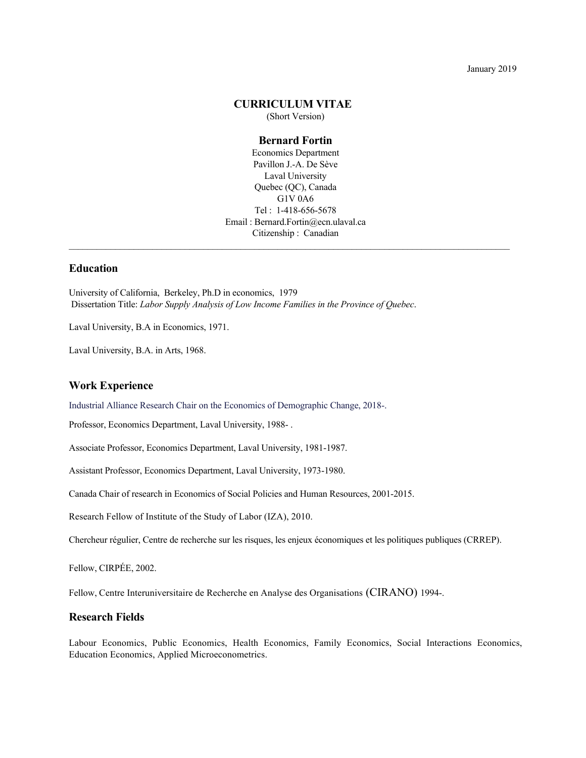January 2019

# CURRICULUM VITAE

(Short Version)

## Bernard Fortin

Economics Department
Pavillon J.-A. De Sève
Laval University
Quebec (QC), Canada
G1V 0A6
Tel : 1-418-656-5678
Email : Bernard.Fortin@ecn.ulaval.ca
Citizenship : Canadian

---

## Education

University of California, Berkeley, Ph.D in economics, 1979
Dissertation Title: *Labor Supply Analysis of Low Income Families in the Province of Quebec*.

Laval University, B.A in Economics, 1971.

Laval University, B.A. in Arts, 1968.

## Work Experience

Industrial Alliance Research Chair on the Economics of Demographic Change, 2018-.

Professor, Economics Department, Laval University, 1988- .

Associate Professor, Economics Department, Laval University, 1981-1987.

Assistant Professor, Economics Department, Laval University, 1973-1980.

Canada Chair of research in Economics of Social Policies and Human Resources, 2001-2015.

Research Fellow of Institute of the Study of Labor (IZA), 2010.

Chercheur régulier, Centre de recherche sur les risques, les enjeux économiques et les politiques publiques (CRREP).

Fellow, CIRPÉE, 2002.

Fellow, Centre Interuniversitaire de Recherche en Analyse des Organisations (CIRANO) 1994-.

## Research Fields

Labour Economics, Public Economics, Health Economics, Family Economics, Social Interactions Economics, Education Economics, Applied Microeconometrics.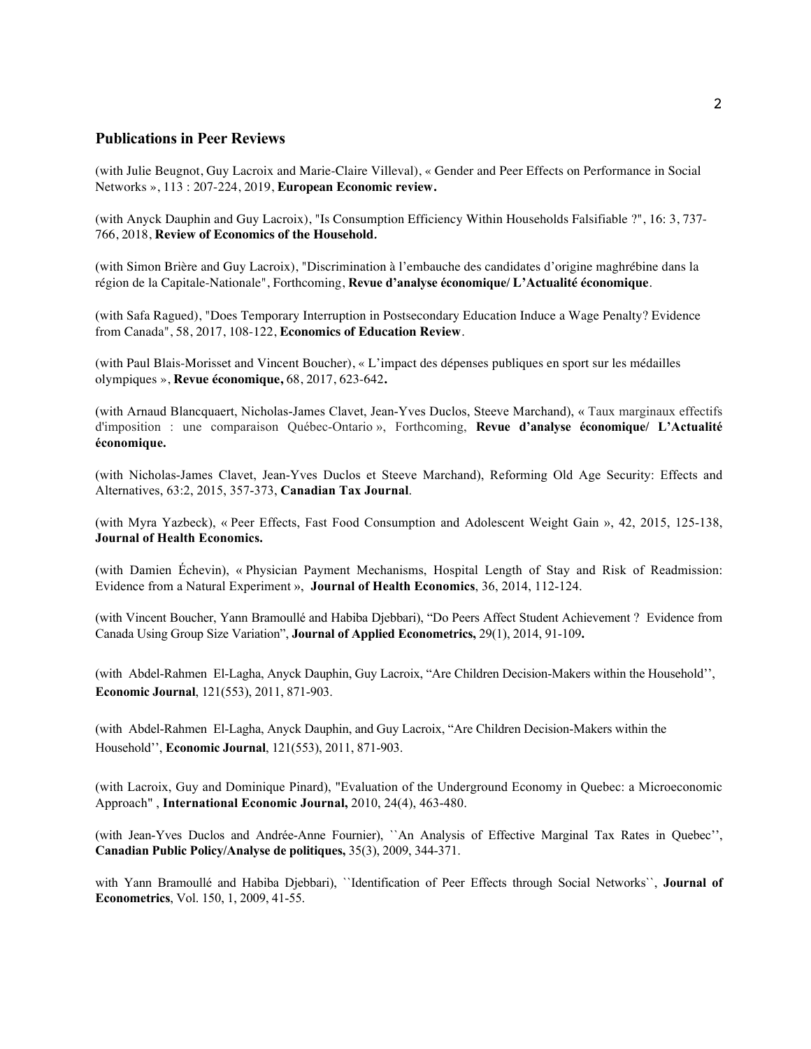## Publications in Peer Reviews

(with Julie Beugnot, Guy Lacroix and Marie-Claire Villeval), « Gender and Peer Effects on Performance in Social Networks », 113 : 207-224, 2019, **European Economic review.**

(with Anyck Dauphin and Guy Lacroix), "Is Consumption Efficiency Within Households Falsifiable ?", 16: 3, 737-766, 2018, **Review of Economics of the Household.**

(with Simon Brière and Guy Lacroix), "Discrimination à l'embauche des candidates d'origine maghrébine dans la région de la Capitale-Nationale", Forthcoming, **Revue d'analyse économique/ L'Actualité économique**.

(with Safa Ragued), "Does Temporary Interruption in Postsecondary Education Induce a Wage Penalty? Evidence from Canada", 58, 2017, 108-122, **Economics of Education Review**.

(with Paul Blais-Morisset and Vincent Boucher), « L'impact des dépenses publiques en sport sur les médailles olympiques », **Revue économique,** 68, 2017, 623-642**.**

(with Arnaud Blancquaert, Nicholas-James Clavet, Jean-Yves Duclos, Steeve Marchand), « Taux marginaux effectifs d'imposition : une comparaison Québec-Ontario », Forthcoming, **Revue d'analyse économique/ L'Actualité économique.**

(with Nicholas-James Clavet, Jean-Yves Duclos et Steeve Marchand), Reforming Old Age Security: Effects and Alternatives, 63:2, 2015, 357-373, **Canadian Tax Journal**.

(with Myra Yazbeck), « Peer Effects, Fast Food Consumption and Adolescent Weight Gain », 42, 2015, 125-138, **Journal of Health Economics.**

(with Damien Échevin), « Physician Payment Mechanisms, Hospital Length of Stay and Risk of Readmission: Evidence from a Natural Experiment », **Journal of Health Economics**, 36, 2014, 112-124.

(with Vincent Boucher, Yann Bramoullé and Habiba Djebbari), "Do Peers Affect Student Achievement ? Evidence from Canada Using Group Size Variation", **Journal of Applied Econometrics,** 29(1), 2014, 91-109**.**

(with Abdel-Rahmen El-Lagha, Anyck Dauphin, Guy Lacroix, "Are Children Decision-Makers within the Household'', **Economic Journal**, 121(553), 2011, 871-903.

(with Abdel-Rahmen El-Lagha, Anyck Dauphin, and Guy Lacroix, "Are Children Decision-Makers within the Household'', **Economic Journal**, 121(553), 2011, 871-903.

(with Lacroix, Guy and Dominique Pinard), "Evaluation of the Underground Economy in Quebec: a Microeconomic Approach" , **International Economic Journal,** 2010, 24(4), 463-480.

(with Jean-Yves Duclos and Andrée-Anne Fournier), ``An Analysis of Effective Marginal Tax Rates in Quebec'', **Canadian Public Policy/Analyse de politiques,** 35(3), 2009, 344-371.

with Yann Bramoullé and Habiba Djebbari), ``Identification of Peer Effects through Social Networks``, **Journal of Econometrics**, Vol. 150, 1, 2009, 41-55.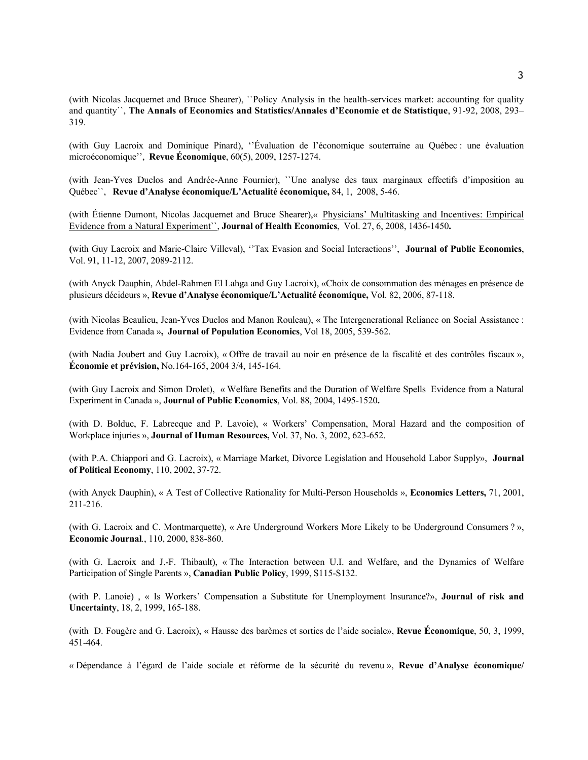(with Nicolas Jacquemet and Bruce Shearer), ``Policy Analysis in the health-services market: accounting for quality and quantity``, **The Annals of Economics and Statistics/Annales d'Economie et de Statistique**, 91-92, 2008, 293–319.

(with Guy Lacroix and Dominique Pinard), ''Évaluation de l'économique souterraine au Québec : une évaluation microéconomique'', **Revue Économique**, 60(5), 2009, 1257-1274.

(with Jean-Yves Duclos and Andrée-Anne Fournier), ``Une analyse des taux marginaux effectifs d'imposition au Québec``, **Revue d'Analyse économique/L'Actualité économique,** 84, 1, 2008, 5-46.

(with Étienne Dumont, Nicolas Jacquemet and Bruce Shearer),« Physicians' Multitasking and Incentives: Empirical Evidence from a Natural Experiment``, **Journal of Health Economics**, Vol. 27, 6, 2008, 1436-1450**.**

**(**with Guy Lacroix and Marie-Claire Villeval), ''Tax Evasion and Social Interactions'', **Journal of Public Economics**, Vol. 91, 11-12, 2007, 2089-2112.

(with Anyck Dauphin, Abdel-Rahmen El Lahga and Guy Lacroix), «Choix de consommation des ménages en présence de plusieurs décideurs », **Revue d'Analyse économique/L'Actualité économique,** Vol. 82, 2006, 87-118.

(with Nicolas Beaulieu, Jean-Yves Duclos and Manon Rouleau), « The Intergenerational Reliance on Social Assistance : Evidence from Canada »**, Journal of Population Economics**, Vol 18, 2005, 539-562.

(with Nadia Joubert and Guy Lacroix), « Offre de travail au noir en présence de la fiscalité et des contrôles fiscaux », **Économie et prévision,** No.164-165, 2004 3/4, 145-164.

(with Guy Lacroix and Simon Drolet), « Welfare Benefits and the Duration of Welfare Spells Evidence from a Natural Experiment in Canada », **Journal of Public Economics**, Vol. 88, 2004, 1495-1520**.**

(with D. Bolduc, F. Labrecque and P. Lavoie), « Workers' Compensation, Moral Hazard and the composition of Workplace injuries », **Journal of Human Resources,** Vol. 37, No. 3, 2002, 623-652.

(with P.A. Chiappori and G. Lacroix), « Marriage Market, Divorce Legislation and Household Labor Supply», **Journal of Political Economy**, 110, 2002, 37-72.

(with Anyck Dauphin), « A Test of Collective Rationality for Multi-Person Households », **Economics Letters,** 71, 2001, 211-216.

(with G. Lacroix and C. Montmarquette), « Are Underground Workers More Likely to be Underground Consumers ? », **Economic Journal**., 110, 2000, 838-860.

(with G. Lacroix and J.-F. Thibault), « The Interaction between U.I. and Welfare, and the Dynamics of Welfare Participation of Single Parents », **Canadian Public Policy**, 1999, S115-S132.

(with P. Lanoie) , « Is Workers' Compensation a Substitute for Unemployment Insurance?», **Journal of risk and Uncertainty**, 18, 2, 1999, 165-188.

(with D. Fougère and G. Lacroix), « Hausse des barèmes et sorties de l'aide sociale», **Revue Économique**, 50, 3, 1999, 451-464.

« Dépendance à l'égard de l'aide sociale et réforme de la sécurité du revenu », **Revue d'Analyse économique/**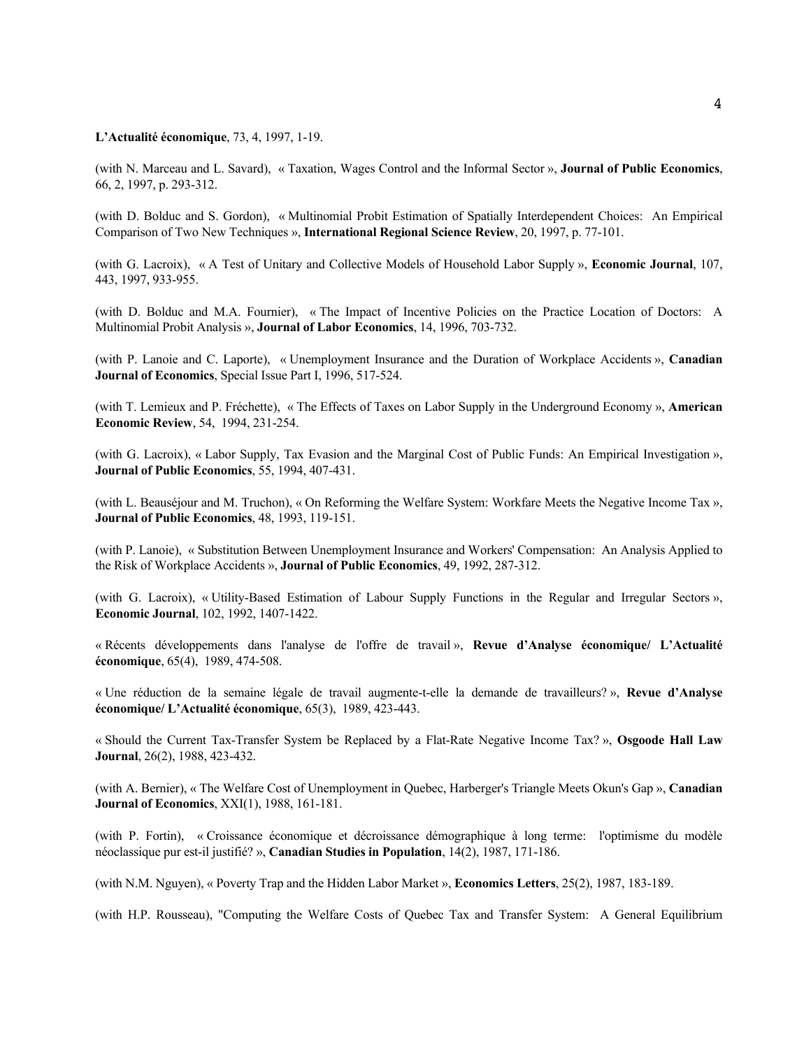**L'Actualité économique**, 73, 4, 1997, 1-19.

(with N. Marceau and L. Savard), « Taxation, Wages Control and the Informal Sector », **Journal of Public Economics**, 66, 2, 1997, p. 293-312.

(with D. Bolduc and S. Gordon), « Multinomial Probit Estimation of Spatially Interdependent Choices: An Empirical Comparison of Two New Techniques », **International Regional Science Review**, 20, 1997, p. 77-101.

(with G. Lacroix), « A Test of Unitary and Collective Models of Household Labor Supply », **Economic Journal**, 107, 443, 1997, 933-955.

(with D. Bolduc and M.A. Fournier), « The Impact of Incentive Policies on the Practice Location of Doctors: A Multinomial Probit Analysis », **Journal of Labor Economics**, 14, 1996, 703-732.

(with P. Lanoie and C. Laporte), « Unemployment Insurance and the Duration of Workplace Accidents », **Canadian Journal of Economics**, Special Issue Part I, 1996, 517-524.

(with T. Lemieux and P. Fréchette), « The Effects of Taxes on Labor Supply in the Underground Economy », **American Economic Review**, 54, 1994, 231-254.

(with G. Lacroix), « Labor Supply, Tax Evasion and the Marginal Cost of Public Funds: An Empirical Investigation », **Journal of Public Economics**, 55, 1994, 407-431.

(with L. Beauséjour and M. Truchon), « On Reforming the Welfare System: Workfare Meets the Negative Income Tax », **Journal of Public Economics**, 48, 1993, 119-151.

(with P. Lanoie), « Substitution Between Unemployment Insurance and Workers' Compensation: An Analysis Applied to the Risk of Workplace Accidents », **Journal of Public Economics**, 49, 1992, 287-312.

(with G. Lacroix), « Utility-Based Estimation of Labour Supply Functions in the Regular and Irregular Sectors », **Economic Journal**, 102, 1992, 1407-1422.

« Récents développements dans l'analyse de l'offre de travail », **Revue d'Analyse économique/ L'Actualité économique**, 65(4), 1989, 474-508.

« Une réduction de la semaine légale de travail augmente-t-elle la demande de travailleurs? », **Revue d'Analyse économique/ L'Actualité économique**, 65(3), 1989, 423-443.

« Should the Current Tax-Transfer System be Replaced by a Flat-Rate Negative Income Tax? », **Osgoode Hall Law Journal**, 26(2), 1988, 423-432.

(with A. Bernier), « The Welfare Cost of Unemployment in Quebec, Harberger's Triangle Meets Okun's Gap », **Canadian Journal of Economics**, XXI(1), 1988, 161-181.

(with P. Fortin), « Croissance économique et décroissance démographique à long terme: l'optimisme du modèle néoclassique pur est-il justifié? », **Canadian Studies in Population**, 14(2), 1987, 171-186.

(with N.M. Nguyen), « Poverty Trap and the Hidden Labor Market », **Economics Letters**, 25(2), 1987, 183-189.

(with H.P. Rousseau), "Computing the Welfare Costs of Quebec Tax and Transfer System: A General Equilibrium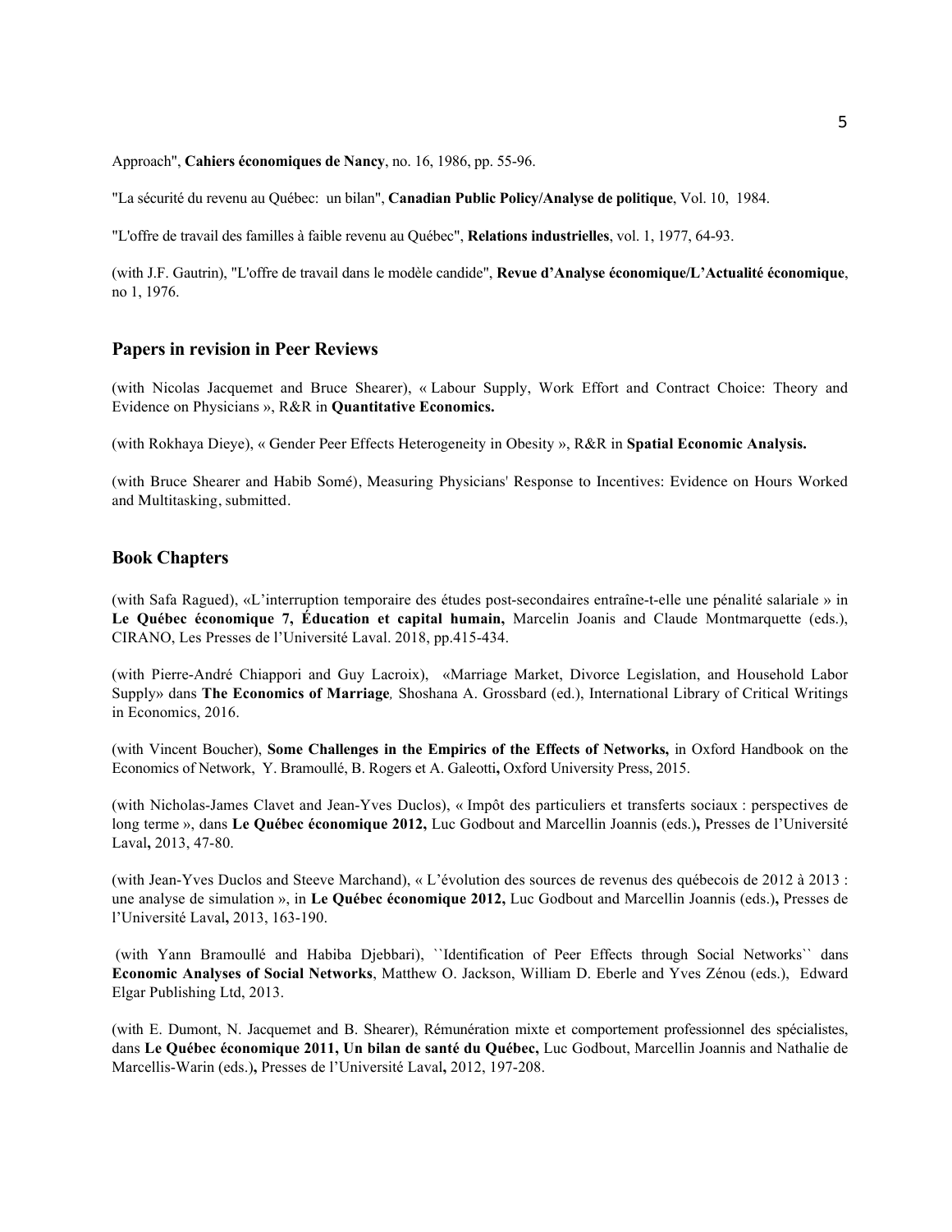Approach", **Cahiers économiques de Nancy**, no. 16, 1986, pp. 55-96.

"La sécurité du revenu au Québec: un bilan", **Canadian Public Policy/Analyse de politique**, Vol. 10, 1984.

"L'offre de travail des familles à faible revenu au Québec", **Relations industrielles**, vol. 1, 1977, 64-93.

(with J.F. Gautrin), "L'offre de travail dans le modèle candide", **Revue d'Analyse économique/L'Actualité économique**, no 1, 1976.

## Papers in revision in Peer Reviews

(with Nicolas Jacquemet and Bruce Shearer), « Labour Supply, Work Effort and Contract Choice: Theory and Evidence on Physicians », R&R in **Quantitative Economics.**

(with Rokhaya Dieye), « Gender Peer Effects Heterogeneity in Obesity », R&R in **Spatial Economic Analysis.**

(with Bruce Shearer and Habib Somé), Measuring Physicians' Response to Incentives: Evidence on Hours Worked and Multitasking, submitted.

## Book Chapters

(with Safa Ragued), «L'interruption temporaire des études post-secondaires entraîne-t-elle une pénalité salariale » in **Le Québec économique 7, Éducation et capital humain,** Marcelin Joanis and Claude Montmarquette (eds.), CIRANO, Les Presses de l'Université Laval. 2018, pp.415-434.

(with Pierre-André Chiappori and Guy Lacroix), «Marriage Market, Divorce Legislation, and Household Labor Supply» dans **The Economics of Marriage***,* Shoshana A. Grossbard (ed.), International Library of Critical Writings in Economics, 2016.

(with Vincent Boucher), **Some Challenges in the Empirics of the Effects of Networks,** in Oxford Handbook on the Economics of Network, Y. Bramoullé, B. Rogers et A. Galeotti**,** Oxford University Press, 2015.

(with Nicholas-James Clavet and Jean-Yves Duclos), « Impôt des particuliers et transferts sociaux : perspectives de long terme », dans **Le Québec économique 2012,** Luc Godbout and Marcellin Joannis (eds.)**,** Presses de l'Université Laval**,** 2013, 47-80.

(with Jean-Yves Duclos and Steeve Marchand), « L'évolution des sources de revenus des québecois de 2012 à 2013 : une analyse de simulation », in **Le Québec économique 2012,** Luc Godbout and Marcellin Joannis (eds.)**,** Presses de l'Université Laval**,** 2013, 163-190.

(with Yann Bramoullé and Habiba Djebbari), ``Identification of Peer Effects through Social Networks`` dans **Economic Analyses of Social Networks**, Matthew O. Jackson, William D. Eberle and Yves Zénou (eds.), Edward Elgar Publishing Ltd, 2013.

(with E. Dumont, N. Jacquemet and B. Shearer), Rémunération mixte et comportement professionnel des spécialistes, dans **Le Québec économique 2011, Un bilan de santé du Québec,** Luc Godbout, Marcellin Joannis and Nathalie de Marcellis-Warin (eds.)**,** Presses de l'Université Laval**,** 2012, 197-208.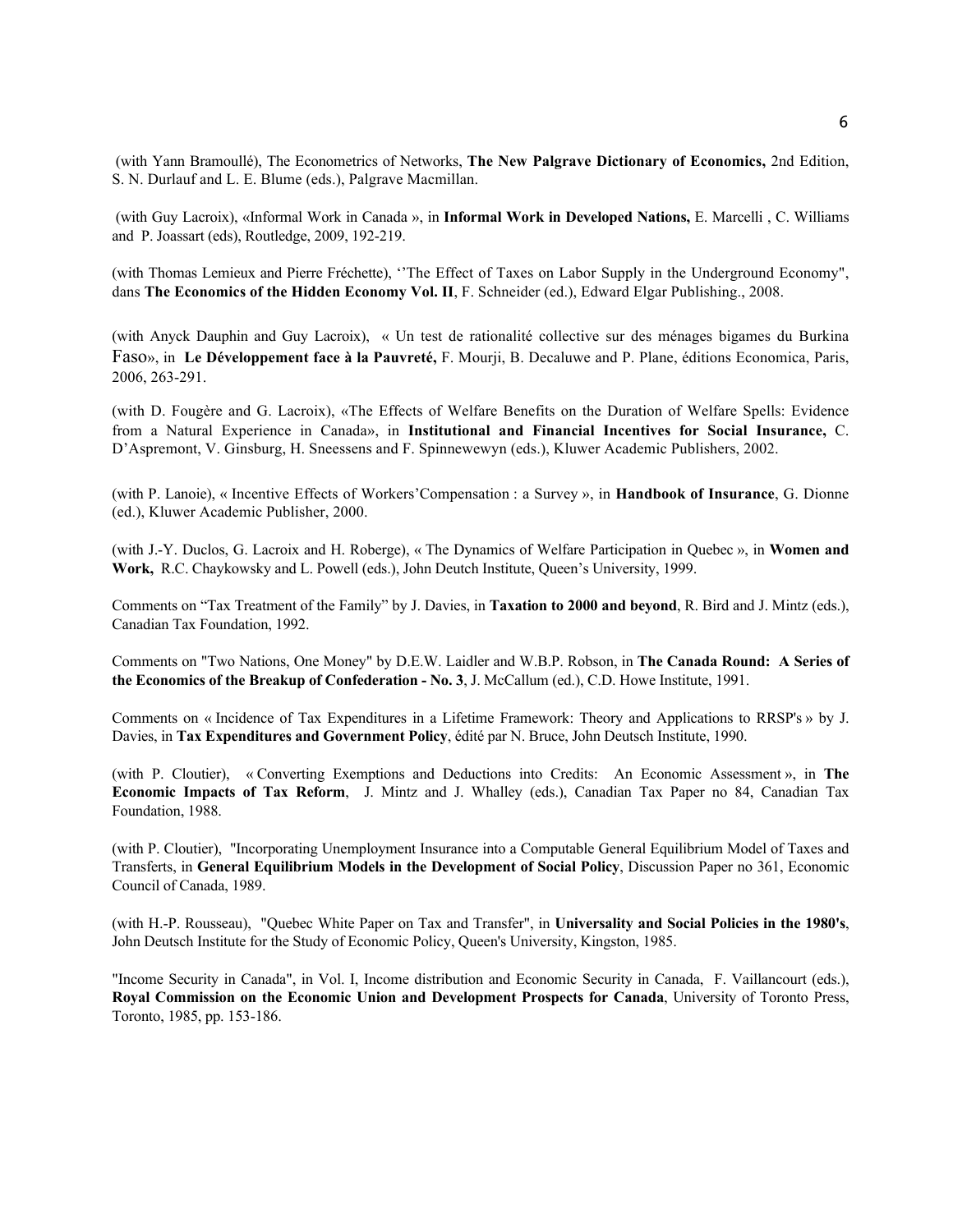(with Yann Bramoullé), The Econometrics of Networks, **The New Palgrave Dictionary of Economics,** 2nd Edition, S. N. Durlauf and L. E. Blume (eds.), Palgrave Macmillan.

(with Guy Lacroix), «Informal Work in Canada », in **Informal Work in Developed Nations,** E. Marcelli , C. Williams and P. Joassart (eds), Routledge, 2009, 192-219.

(with Thomas Lemieux and Pierre Fréchette), ''The Effect of Taxes on Labor Supply in the Underground Economy", dans **The Economics of the Hidden Economy Vol. II**, F. Schneider (ed.), Edward Elgar Publishing., 2008.

(with Anyck Dauphin and Guy Lacroix), « Un test de rationalité collective sur des ménages bigames du Burkina Faso», in **Le Développement face à la Pauvreté,** F. Mourji, B. Decaluwe and P. Plane, éditions Economica, Paris, 2006, 263-291.

(with D. Fougère and G. Lacroix), «The Effects of Welfare Benefits on the Duration of Welfare Spells: Evidence from a Natural Experience in Canada», in **Institutional and Financial Incentives for Social Insurance,** C. D'Aspremont, V. Ginsburg, H. Sneessens and F. Spinnewewyn (eds.), Kluwer Academic Publishers, 2002.

(with P. Lanoie), « Incentive Effects of Workers'Compensation : a Survey », in **Handbook of Insurance**, G. Dionne (ed.), Kluwer Academic Publisher, 2000.

(with J.-Y. Duclos, G. Lacroix and H. Roberge), « The Dynamics of Welfare Participation in Quebec », in **Women and Work,** R.C. Chaykowsky and L. Powell (eds.), John Deutch Institute, Queen's University, 1999.

Comments on "Tax Treatment of the Family" by J. Davies, in **Taxation to 2000 and beyond**, R. Bird and J. Mintz (eds.), Canadian Tax Foundation, 1992.

Comments on "Two Nations, One Money" by D.E.W. Laidler and W.B.P. Robson, in **The Canada Round: A Series of the Economics of the Breakup of Confederation - No. 3**, J. McCallum (ed.), C.D. Howe Institute, 1991.

Comments on « Incidence of Tax Expenditures in a Lifetime Framework: Theory and Applications to RRSP's » by J. Davies, in **Tax Expenditures and Government Policy**, édité par N. Bruce, John Deutsch Institute, 1990.

(with P. Cloutier), « Converting Exemptions and Deductions into Credits: An Economic Assessment », in **The Economic Impacts of Tax Reform**, J. Mintz and J. Whalley (eds.), Canadian Tax Paper no 84, Canadian Tax Foundation, 1988.

(with P. Cloutier), "Incorporating Unemployment Insurance into a Computable General Equilibrium Model of Taxes and Transferts, in **General Equilibrium Models in the Development of Social Policy**, Discussion Paper no 361, Economic Council of Canada, 1989.

(with H.-P. Rousseau), "Quebec White Paper on Tax and Transfer", in **Universality and Social Policies in the 1980's**, John Deutsch Institute for the Study of Economic Policy, Queen's University, Kingston, 1985.

"Income Security in Canada", in Vol. I, Income distribution and Economic Security in Canada, F. Vaillancourt (eds.), **Royal Commission on the Economic Union and Development Prospects for Canada**, University of Toronto Press, Toronto, 1985, pp. 153-186.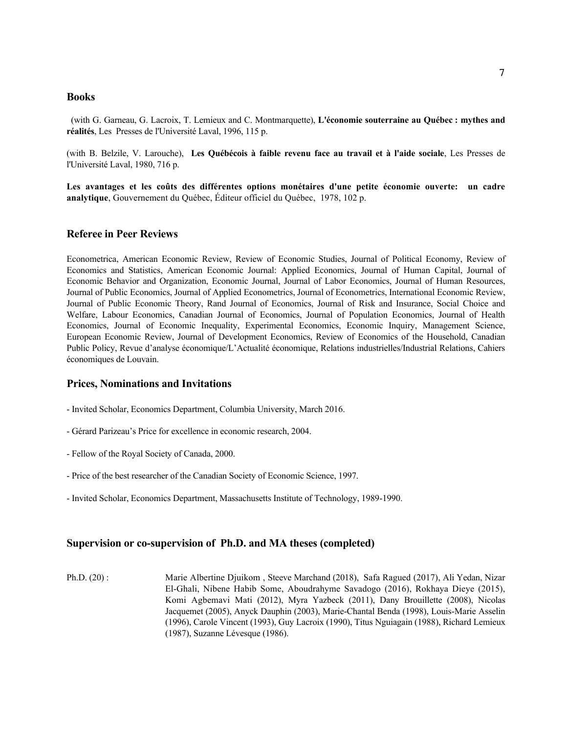## Books

(with G. Garneau, G. Lacroix, T. Lemieux and C. Montmarquette), **L'économie souterraine au Québec : mythes and réalités**, Les Presses de l'Université Laval, 1996, 115 p.

(with B. Belzile, V. Larouche), **Les Québécois à faible revenu face au travail et à l'aide sociale**, Les Presses de l'Université Laval, 1980, 716 p.

**Les avantages et les coûts des différentes options monétaires d'une petite économie ouverte: un cadre analytique**, Gouvernement du Québec, Éditeur officiel du Québec, 1978, 102 p.

## Referee in Peer Reviews

Econometrica, American Economic Review, Review of Economic Studies, Journal of Political Economy, Review of Economics and Statistics, American Economic Journal: Applied Economics, Journal of Human Capital, Journal of Economic Behavior and Organization, Economic Journal, Journal of Labor Economics, Journal of Human Resources, Journal of Public Economics, Journal of Applied Econometrics, Journal of Econometrics, International Economic Review, Journal of Public Economic Theory, Rand Journal of Economics, Journal of Risk and Insurance, Social Choice and Welfare, Labour Economics, Canadian Journal of Economics, Journal of Population Economics, Journal of Health Economics, Journal of Economic Inequality, Experimental Economics, Economic Inquiry, Management Science, European Economic Review, Journal of Development Economics, Review of Economics of the Household, Canadian Public Policy, Revue d'analyse économique/L'Actualité économique, Relations industrielles/Industrial Relations, Cahiers économiques de Louvain.

## Prices, Nominations and Invitations

- Invited Scholar, Economics Department, Columbia University, March 2016.

- Gérard Parizeau's Price for excellence in economic research, 2004.

- Fellow of the Royal Society of Canada, 2000.

- Price of the best researcher of the Canadian Society of Economic Science, 1997.

- Invited Scholar, Economics Department, Massachusetts Institute of Technology, 1989-1990.

## Supervision or co-supervision of Ph.D. and MA theses (completed)

Ph.D. (20) : Marie Albertine Djuikom , Steeve Marchand (2018), Safa Ragued (2017), Ali Yedan, Nizar El-Ghali, Nibene Habib Some, Aboudrahyme Savadogo (2016), Rokhaya Dieye (2015), Komi Agbemavi Mati (2012), Myra Yazbeck (2011), Dany Brouillette (2008), Nicolas Jacquemet (2005), Anyck Dauphin (2003), Marie-Chantal Benda (1998), Louis-Marie Asselin (1996), Carole Vincent (1993), Guy Lacroix (1990), Titus Nguiagain (1988), Richard Lemieux (1987), Suzanne Lévesque (1986).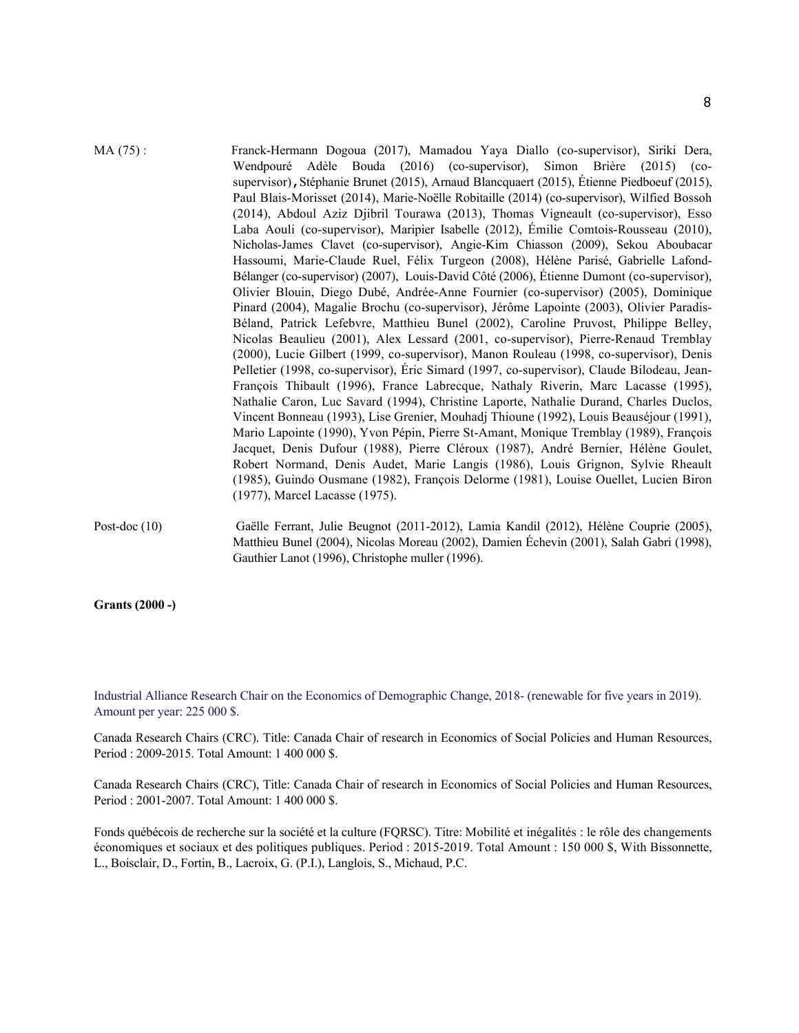MA (75) : Franck-Hermann Dogoua (2017), Mamadou Yaya Diallo (co-supervisor), Siriki Dera, Wendpouré Adèle Bouda (2016) (co-supervisor), Simon Brière (2015) (co-supervisor), Stéphanie Brunet (2015), Arnaud Blancquaert (2015), Étienne Piedboeuf (2015), Paul Blais-Morisset (2014), Marie-Noëlle Robitaille (2014) (co-supervisor), Wilfied Bossoh (2014), Abdoul Aziz Djibril Tourawa (2013), Thomas Vigneault (co-supervisor), Esso Laba Aouli (co-supervisor), Maripier Isabelle (2012), Émilie Comtois-Rousseau (2010), Nicholas-James Clavet (co-supervisor), Angie-Kim Chiasson (2009), Sekou Aboubacar Hassoumi, Marie-Claude Ruel, Félix Turgeon (2008), Hélène Parisé, Gabrielle Lafond-Bélanger (co-supervisor) (2007), Louis-David Côté (2006), Étienne Dumont (co-supervisor), Olivier Blouin, Diego Dubé, Andrée-Anne Fournier (co-supervisor) (2005), Dominique Pinard (2004), Magalie Brochu (co-supervisor), Jérôme Lapointe (2003), Olivier Paradis-Béland, Patrick Lefebvre, Matthieu Bunel (2002), Caroline Pruvost, Philippe Belley, Nicolas Beaulieu (2001), Alex Lessard (2001, co-supervisor), Pierre-Renaud Tremblay (2000), Lucie Gilbert (1999, co-supervisor), Manon Rouleau (1998, co-supervisor), Denis Pelletier (1998, co-supervisor), Éric Simard (1997, co-supervisor), Claude Bilodeau, Jean-François Thibault (1996), France Labrecque, Nathaly Riverin, Marc Lacasse (1995), Nathalie Caron, Luc Savard (1994), Christine Laporte, Nathalie Durand, Charles Duclos, Vincent Bonneau (1993), Lise Grenier, Mouhadj Thioune (1992), Louis Beauséjour (1991), Mario Lapointe (1990), Yvon Pépin, Pierre St-Amant, Monique Tremblay (1989), François Jacquet, Denis Dufour (1988), Pierre Cléroux (1987), André Bernier, Hélène Goulet, Robert Normand, Denis Audet, Marie Langis (1986), Louis Grignon, Sylvie Rheault (1985), Guindo Ousmane (1982), François Delorme (1981), Louise Ouellet, Lucien Biron (1977), Marcel Lacasse (1975).

Post-doc (10) Gaëlle Ferrant, Julie Beugnot (2011-2012), Lamia Kandil (2012), Hélène Couprie (2005), Matthieu Bunel (2004), Nicolas Moreau (2002), Damien Échevin (2001), Salah Gabri (1998), Gauthier Lanot (1996), Christophe muller (1996).

**Grants (2000 -)**

Industrial Alliance Research Chair on the Economics of Demographic Change, 2018- (renewable for five years in 2019). Amount per year: 225 000 $.

Canada Research Chairs (CRC). Title: Canada Chair of research in Economics of Social Policies and Human Resources, Period : 2009-2015. Total Amount: 1 400 000 $.

Canada Research Chairs (CRC), Title: Canada Chair of research in Economics of Social Policies and Human Resources, Period : 2001-2007. Total Amount: 1 400 000 $.

Fonds québécois de recherche sur la société et la culture (FQRSC). Titre: Mobilité et inégalités : le rôle des changements économiques et sociaux et des politiques publiques. Period : 2015-2019. Total Amount : 150 000 $, With Bissonnette, L., Boisclair, D., Fortin, B., Lacroix, G. (P.I.), Langlois, S., Michaud, P.C.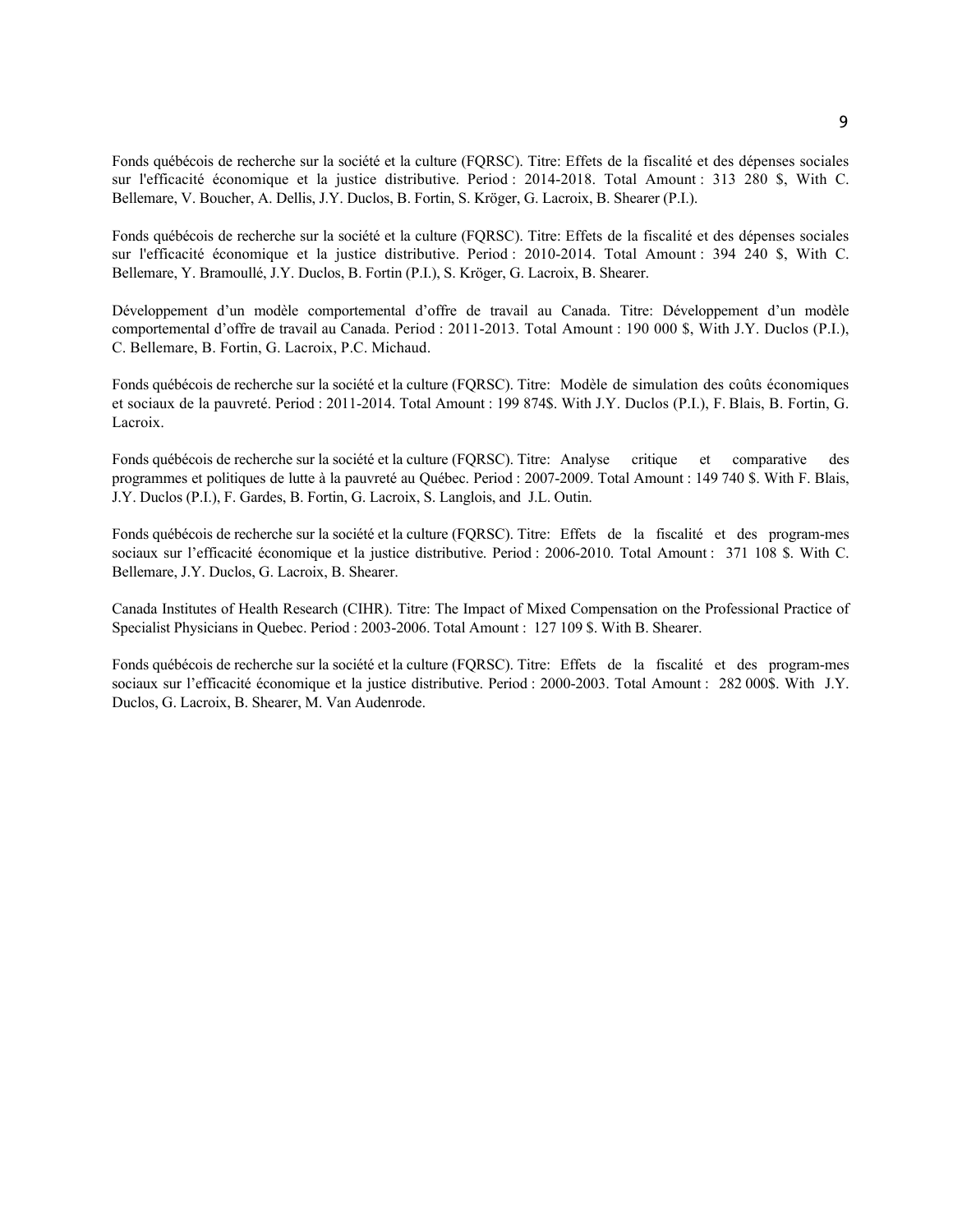Fonds québécois de recherche sur la société et la culture (FQRSC). Titre: Effets de la fiscalité et des dépenses sociales sur l'efficacité économique et la justice distributive. Period : 2014-2018. Total Amount : 313 280 $, With C. Bellemare, V. Boucher, A. Dellis, J.Y. Duclos, B. Fortin, S. Kröger, G. Lacroix, B. Shearer (P.I.).

Fonds québécois de recherche sur la société et la culture (FQRSC). Titre: Effets de la fiscalité et des dépenses sociales sur l'efficacité économique et la justice distributive. Period : 2010-2014. Total Amount : 394 240 $, With C. Bellemare, Y. Bramoullé, J.Y. Duclos, B. Fortin (P.I.), S. Kröger, G. Lacroix, B. Shearer.

Développement d'un modèle comportemental d'offre de travail au Canada. Titre: Développement d'un modèle comportemental d'offre de travail au Canada. Period : 2011-2013. Total Amount : 190 000 $, With J.Y. Duclos (P.I.), C. Bellemare, B. Fortin, G. Lacroix, P.C. Michaud.

Fonds québécois de recherche sur la société et la culture (FQRSC). Titre: Modèle de simulation des coûts économiques et sociaux de la pauvreté. Period : 2011-2014. Total Amount : 199 874$. With J.Y. Duclos (P.I.), F. Blais, B. Fortin, G. Lacroix.

Fonds québécois de recherche sur la société et la culture (FQRSC). Titre: Analyse critique et comparative des programmes et politiques de lutte à la pauvreté au Québec. Period : 2007-2009. Total Amount : 149 740 $. With F. Blais, J.Y. Duclos (P.I.), F. Gardes, B. Fortin, G. Lacroix, S. Langlois, and J.L. Outin.

Fonds québécois de recherche sur la société et la culture (FQRSC). Titre: Effets de la fiscalité et des program-mes sociaux sur l'efficacité économique et la justice distributive. Period : 2006-2010. Total Amount : 371 108 $. With C. Bellemare, J.Y. Duclos, G. Lacroix, B. Shearer.

Canada Institutes of Health Research (CIHR). Titre: The Impact of Mixed Compensation on the Professional Practice of Specialist Physicians in Quebec. Period : 2003-2006. Total Amount : 127 109 $. With B. Shearer.

Fonds québécois de recherche sur la société et la culture (FQRSC). Titre: Effets de la fiscalité et des program-mes sociaux sur l'efficacité économique et la justice distributive. Period : 2000-2003. Total Amount : 282 000$. With J.Y. Duclos, G. Lacroix, B. Shearer, M. Van Audenrode.